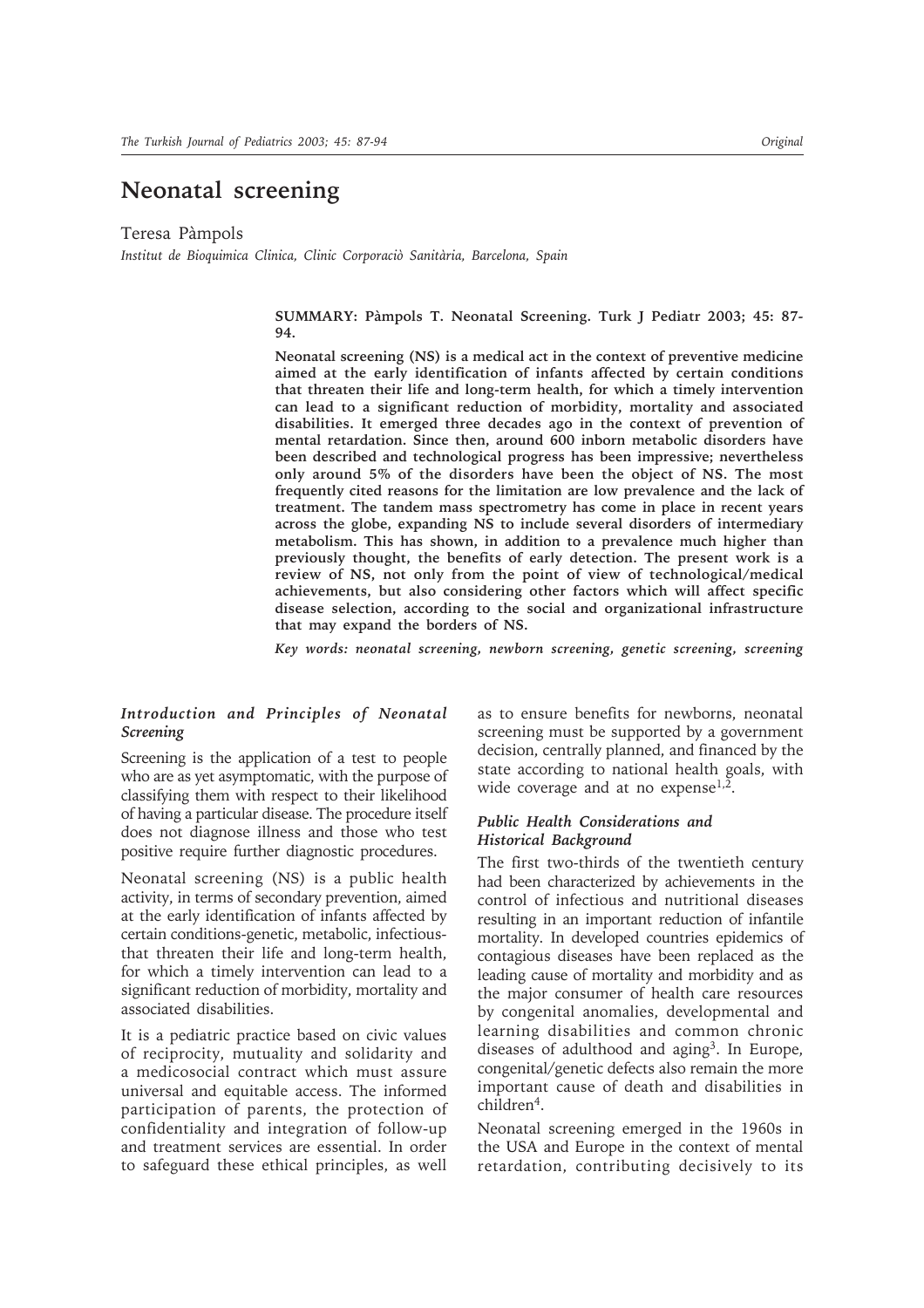# Neonatal screening

Teresa Pàmpols

*Institut de Bioquimica Clinica, Clinic Corporaciò Sanitària, Barcelona, Spain*

**SUMMARY: Pàmpols T. Neonatal Screening. Turk J Pediatr 2003; 45: 87-94.**

**Neonatal screening (NS) is a medical act in the context of preventive medicine aimed at the early identification of infants affected by certain conditions that threaten their life and long-term health, for which a timely intervention can lead to a significant reduction of morbidity, mortality and associated disabilities. It emerged three decades ago in the context of prevention of mental retardation. Since then, around 600 inborn metabolic disorders have been described and technological progress has been impressive; nevertheless only around 5% of the disorders have been the object of NS. The most frequently cited reasons for the limitation are low prevalence and the lack of treatment. The tandem mass spectrometry has come in place in recent years across the globe, expanding NS to include several disorders of intermediary metabolism. This has shown, in addition to a prevalence much higher than previously thought, the benefits of early detection. The present work is a review of NS, not only from the point of view of technological/medical achievements, but also considering other factors which will affect specific disease selection, according to the social and organizational infrastructure that may expand the borders of NS.**

***Key words: neonatal screening, newborn screening, genetic screening, screening***

## *Introduction and Principles of Neonatal Screening*

Screening is the application of a test to people who are as yet asymptomatic, with the purpose of classifying them with respect to their likelihood of having a particular disease. The procedure itself does not diagnose illness and those who test positive require further diagnostic procedures.

Neonatal screening (NS) is a public health activity, in terms of secondary prevention, aimed at the early identification of infants affected by certain conditions-genetic, metabolic, infectious-that threaten their life and long-term health, for which a timely intervention can lead to a significant reduction of morbidity, mortality and associated disabilities.

It is a pediatric practice based on civic values of reciprocity, mutuality and solidarity and a medicosocial contract which must assure universal and equitable access. The informed participation of parents, the protection of confidentiality and integration of follow-up and treatment services are essential. In order to safeguard these ethical principles, as well as to ensure benefits for newborns, neonatal screening must be supported by a government decision, centrally planned, and financed by the state according to national health goals, with wide coverage and at no expense[1,2].

## *Public Health Considerations and Historical Background*

The first two-thirds of the twentieth century had been characterized by achievements in the control of infectious and nutritional diseases resulting in an important reduction of infantile mortality. In developed countries epidemics of contagious diseases have been replaced as the leading cause of mortality and morbidity and as the major consumer of health care resources by congenital anomalies, developmental and learning disabilities and common chronic diseases of adulthood and aging[3]. In Europe, congenital/genetic defects also remain the more important cause of death and disabilities in children[4].

Neonatal screening emerged in the 1960s in the USA and Europe in the context of mental retardation, contributing decisively to its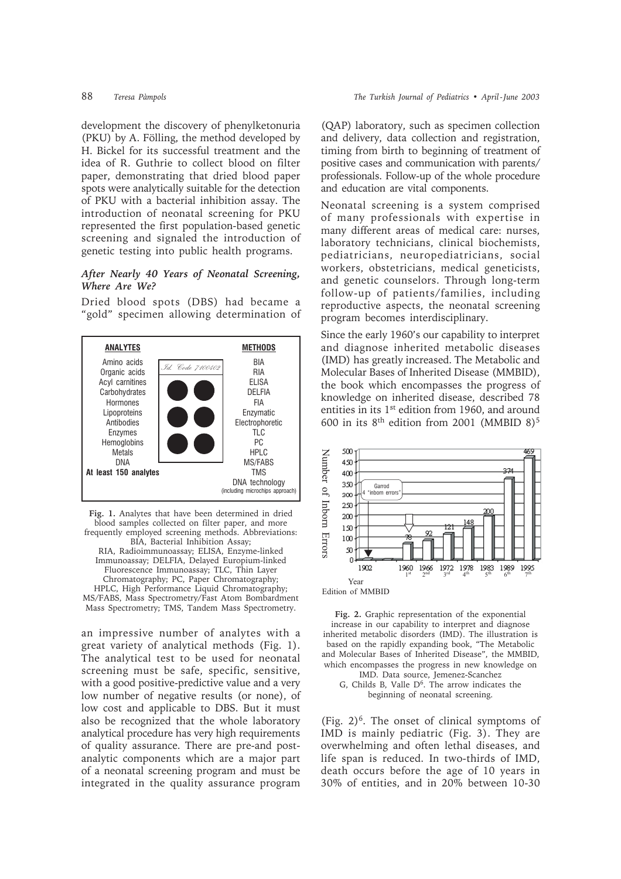development the discovery of phenylketonuria (PKU) by A. Fölling, the method developed by H. Bickel for its successful treatment and the idea of R. Guthrie to collect blood on filter paper, demonstrating that dried blood paper spots were analytically suitable for the detection of PKU with a bacterial inhibition assay. The introduction of neonatal screening for PKU represented the first population-based genetic screening and signaled the introduction of genetic testing into public health programs.

### *After Nearly 40 Years of Neonatal Screening, Where Are We?*

Dried blood spots (DBS) had became a "gold" specimen allowing determination of an impressive number of analytes with a great variety of analytical methods (Fig. 1). The analytical test to be used for neonatal screening must be safe, specific, sensitive, with a good positive-predictive value and a very low number of negative results (or none), of low cost and applicable to DBS. But it must also be recognized that the whole laboratory analytical procedure has very high requirements of quality assurance. There are pre-and post-analytic components which are a major part of a neonatal screening program and must be integrated in the quality assurance program (QAP) laboratory, such as specimen collection and delivery, data collection and registration, timing from birth to beginning of treatment of positive cases and communication with parents/ professionals. Follow-up of the whole procedure and education are vital components.

| ANALYTES | METHODS |
|---|---|
| Amino acids | BIA |
| Organic acids | RIA |
| Acyl carnitines | ELISA |
| Carbohydrates | DELFIA |
| Hormones | FIA |
| Lipoproteins | Enzymatic |
| Antibodies | Electrophoretic |
| Enzymes | TLC |
| Hemoglobins | PC |
| Metals | HPLC |
| DNA | MS/FABS |
| **At least 150 analytes** | TMS |
| | DNA technology (including microchips approach) |

Id. Code 7100402

**Fig. 1.** Analytes that have been determined in dried blood samples collected on filter paper, and more frequently employed screening methods. Abbreviations: BIA, Bacterial Inhibition Assay; RIA, Radioimmunoassay; ELISA, Enzyme-linked Immunoassay; DELFIA, Delayed Europium-linked Fluorescence Immunoassay; TLC, Thin Layer Chromatography; PC, Paper Chromatography; HPLC, High Performance Liquid Chromatography; MS/FABS, Mass Spectrometry/Fast Atom Bombardment Mass Spectrometry; TMS, Tandem Mass Spectrometry.

Neonatal screening is a system comprised of many professionals with expertise in many different areas of medical care: nurses, laboratory technicians, clinical biochemists, pediatricians, neuropediatricians, social workers, obstetricians, medical geneticists, and genetic counselors. Through long-term follow-up of patients/families, including reproductive aspects, the neonatal screening program becomes interdisciplinary.

Since the early 1960's our capability to interpret and diagnose inherited metabolic diseases (IMD) has greatly increased. The Metabolic and Molecular Bases of Inherited Disease (MMBID), the book which encompasses the progress of knowledge on inherited disease, described 78 entities in its 1st edition from 1960, and around 600 in its 8th edition from 2001 (MMBID 8)[5] (Fig. 2)[6]. The onset of clinical symptoms of IMD is mainly pediatric (Fig. 3). They are overwhelming and often lethal diseases, and life span is reduced. In two-thirds of IMD, death occurs before the age of 10 years in 30% of entities, and in 20% between 10-30

| Year | Edition of MMBID | Number of Inborn Errors |
|---|---|---|
| 1902 | Garrod 4 "inborn errors" | 4 |
| 1960 | 1st | 78 |
| 1966 | 2nd | 92 |
| 1972 | 3rd | 121 |
| 1978 | 4th | 148 |
| 1983 | 5th | 200 |
| 1989 | 6th | 374 |
| 1995 | 7th | 469 |

**Fig. 2.** Graphic representation of the exponential increase in our capability to interpret and diagnose inherited metabolic disorders (IMD). The illustration is based on the rapidly expanding book, "The Metabolic and Molecular Bases of Inherited Disease", the MMBID, which encompasses the progress in new knowledge on IMD. Data source, Jemenez-Scanchez G, Childs B, Valle D[6]. The arrow indicates the beginning of neonatal screening.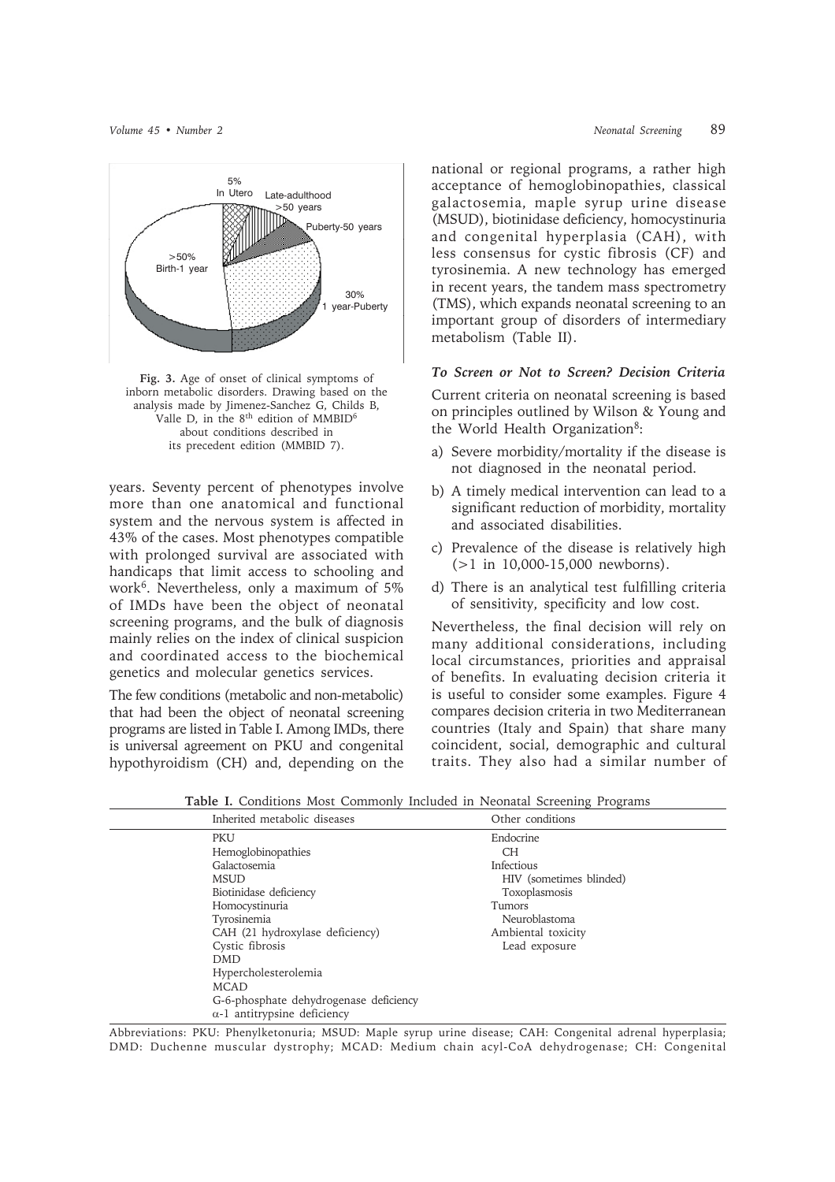Fig. 3. Age of onset of clinical symptoms of inborn metabolic disorders. Drawing based on the analysis made by Jimenez-Sanchez G, Childs B, Valle D, in the 8[th] edition of MMBID[6] about conditions described in its precedent edition (MMBID 7).

years. Seventy percent of phenotypes involve more than one anatomical and functional system and the nervous system is affected in 43% of the cases. Most phenotypes compatible with prolonged survival are associated with handicaps that limit access to schooling and work[6]. Nevertheless, only a maximum of 5% of IMDs have been the object of neonatal screening programs, and the bulk of diagnosis mainly relies on the index of clinical suspicion and coordinated access to the biochemical genetics and molecular genetics services.

The few conditions (metabolic and non-metabolic) that had been the object of neonatal screening programs are listed in Table I. Among IMDs, there is universal agreement on PKU and congenital hypothyroidism (CH) and, depending on the national or regional programs, a rather high acceptance of hemoglobinopathies, classical galactosemia, maple syrup urine disease (MSUD), biotinidase deficiency, homocystinuria and congenital hyperplasia (CAH), with less consensus for cystic fibrosis (CF) and tyrosinemia. A new technology has emerged in recent years, the tandem mass spectrometry (TMS), which expands neonatal screening to an important group of disorders of intermediary metabolism (Table II).

### *To Screen or Not to Screen? Decision Criteria*

Current criteria on neonatal screening is based on principles outlined by Wilson & Young and the World Health Organization[8]:

a) Severe morbidity/mortality if the disease is not diagnosed in the neonatal period.

b) A timely medical intervention can lead to a significant reduction of morbidity, mortality and associated disabilities.

c) Prevalence of the disease is relatively high (>1 in 10,000-15,000 newborns).

d) There is an analytical test fulfilling criteria of sensitivity, specificity and low cost.

Nevertheless, the final decision will rely on many additional considerations, including local circumstances, priorities and appraisal of benefits. In evaluating decision criteria it is useful to consider some examples. Figure 4 compares decision criteria in two Mediterranean countries (Italy and Spain) that share many coincident, social, demographic and cultural traits. They also had a similar number of

**Table I.** Conditions Most Commonly Included in Neonatal Screening Programs

| Inherited metabolic diseases | Other conditions |
|---|---|
| PKU | Endocrine |
| Hemoglobinopathies | CH |
| Galactosemia | Infectious |
| MSUD | HIV (sometimes blinded) |
| Biotinidase deficiency | Toxoplasmosis |
| Homocystinuria | Tumors |
| Tyrosinemia | Neuroblastoma |
| CAH (21 hydroxylase deficiency) | Ambiental toxicity |
| Cystic fibrosis | Lead exposure |
| DMD | |
| Hypercholesterolemia | |
| MCAD | |
| G-6-phosphate dehydrogenase deficiency | |
| $\alpha$-1 antitrypsine deficiency | |

Abbreviations: PKU: Phenylketonuria; MSUD: Maple syrup urine disease; CAH: Congenital adrenal hyperplasia; DMD: Duchenne muscular dystrophy; MCAD: Medium chain acyl-CoA dehydrogenase; CH: Congenital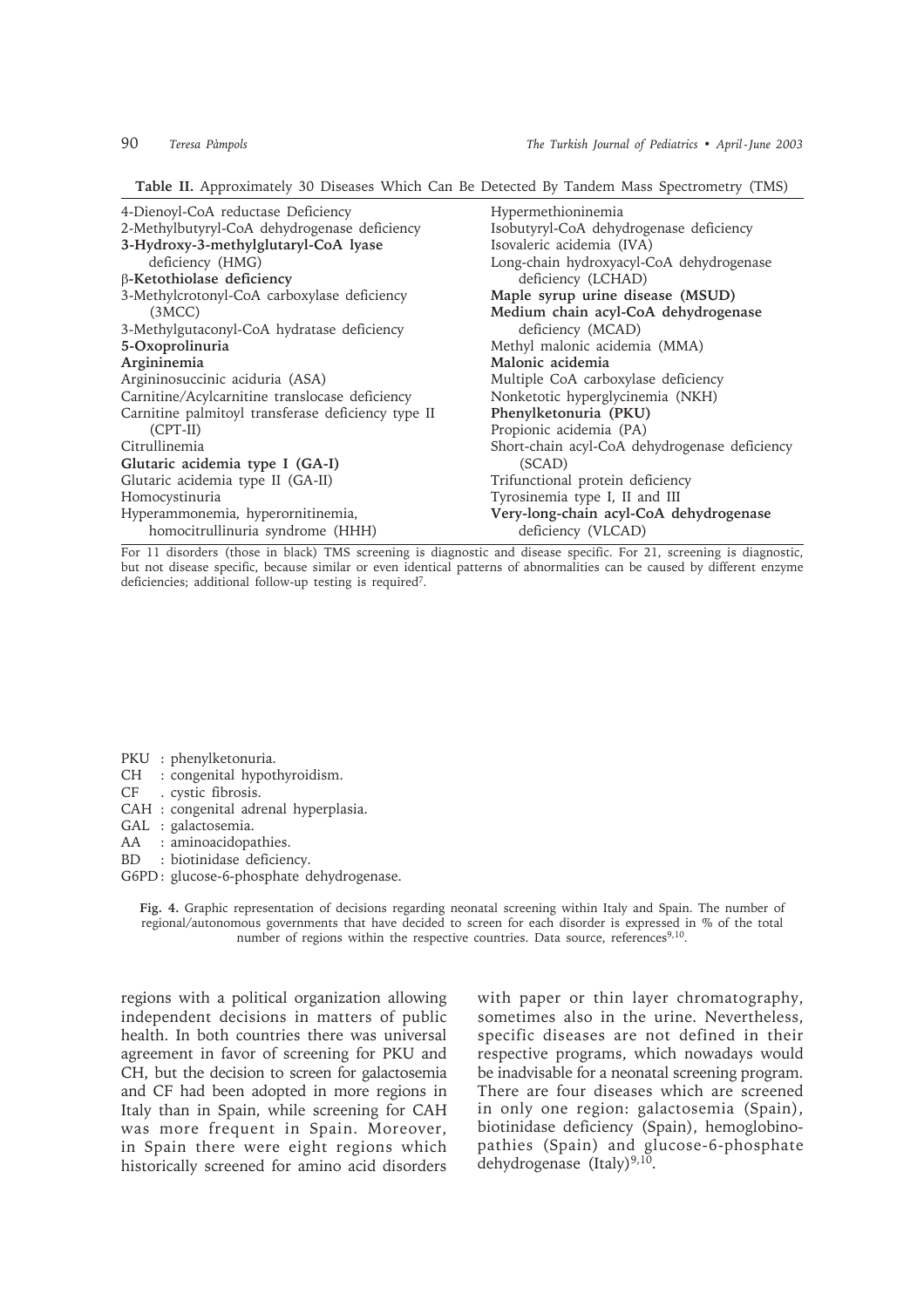**Table II.** Approximately 30 Diseases Which Can Be Detected By Tandem Mass Spectrometry (TMS)

| | |
|---|---|
| 4-Dienoyl-CoA reductase Deficiency | Hypermethioninemia |
| 2-Methylbutyryl-CoA dehydrogenase deficiency | Isobutyryl-CoA dehydrogenase deficiency |
| **3-Hydroxy-3-methylglutaryl-CoA lyase** deficiency (HMG) | Isovaleric acidemia (IVA) |
| **β-Ketothiolase deficiency** | Long-chain hydroxyacyl-CoA dehydrogenase deficiency (LCHAD) |
| 3-Methylcrotonyl-CoA carboxylase deficiency (3MCC) | **Maple syrup urine disease (MSUD)** |
| 3-Methylgutaconyl-CoA hydratase deficiency | **Medium chain acyl-CoA dehydrogenase** deficiency (MCAD) |
| **5-Oxoprolinuria** | Methyl malonic acidemia (MMA) |
| **Argininemia** | **Malonic acidemia** |
| Argininosuccinic aciduria (ASA) | Multiple CoA carboxylase deficiency |
| Carnitine/Acylcarnitine translocase deficiency | Nonketotic hyperglycinemia (NKH) |
| Carnitine palmitoyl transferase deficiency type II (CPT-II) | **Phenylketonuria (PKU)** |
| Citrullinemia | Propionic acidemia (PA) |
| **Glutaric acidemia type I (GA-I)** | Short-chain acyl-CoA dehydrogenase deficiency (SCAD) |
| Glutaric acidemia type II (GA-II) | Trifunctional protein deficiency |
| Homocystinuria | Tyrosinemia type I, II and III |
| Hyperammonemia, hyperornitinemia, homocitrullinuria syndrome (HHH) | **Very-long-chain acyl-CoA dehydrogenase** deficiency (VLCAD) |

For 11 disorders (those in black) TMS screening is diagnostic and disease specific. For 21, screening is diagnostic, but not disease specific, because similar or even identical patterns of abnormalities can be caused by different enzyme deficiencies; additional follow-up testing is required[7].

PKU : phenylketonuria.
CH : congenital hypothyroidism.
CF . cystic fibrosis.
CAH : congenital adrenal hyperplasia.
GAL : galactosemia.
AA : aminoacidopathies.
BD : biotinidase deficiency.
G6PD : glucose-6-phosphate dehydrogenase.

**Fig. 4.** Graphic representation of decisions regarding neonatal screening within Italy and Spain. The number of regional/autonomous governments that have decided to screen for each disorder is expressed in % of the total number of regions within the respective countries. Data source, references[9,10].

regions with a political organization allowing independent decisions in matters of public health. In both countries there was universal agreement in favor of screening for PKU and CH, but the decision to screen for galactosemia and CF had been adopted in more regions in Italy than in Spain, while screening for CAH was more frequent in Spain. Moreover, in Spain there were eight regions which historically screened for amino acid disorders with paper or thin layer chromatography, sometimes also in the urine. Nevertheless, specific diseases are not defined in their respective programs, which nowadays would be inadvisable for a neonatal screening program. There are four diseases which are screened in only one region: galactosemia (Spain), biotinidase deficiency (Spain), hemoglobinopathies (Spain) and glucose-6-phosphate dehydrogenase (Italy)[9,10].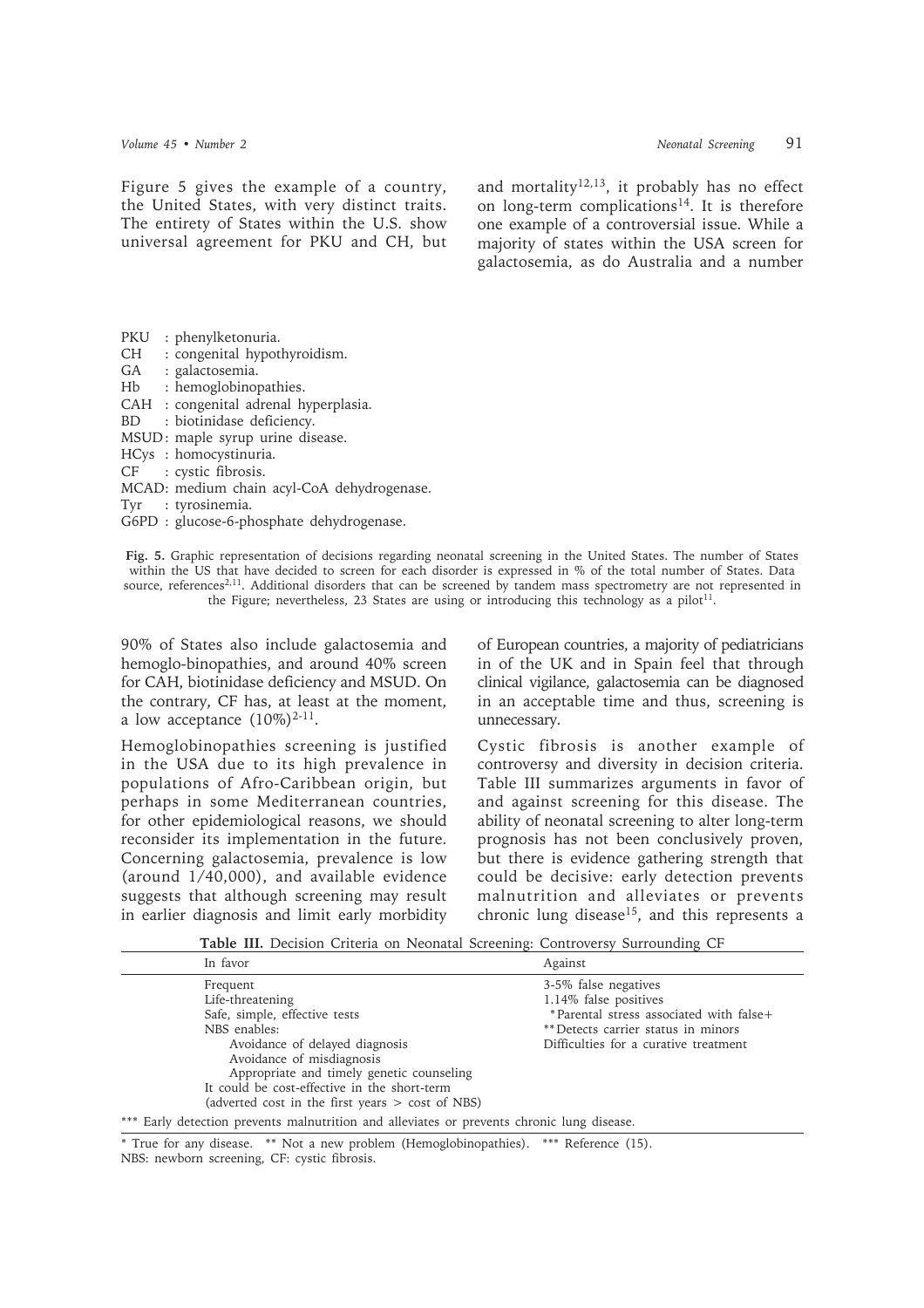Figure 5 gives the example of a country, the United States, with very distinct traits. The entirety of States within the U.S. show universal agreement for PKU and CH, but 90% of States also include galactosemia and hemoglo-binopathies, and around 40% screen for CAH, biotinidase deficiency and MSUD. On the contrary, CF has, at least at the moment, a low acceptance (10%)[2-11].

PKU : phenylketonuria.
CH : congenital hypothyroidism.
GA : galactosemia.
Hb : hemoglobinopathies.
CAH : congenital adrenal hyperplasia.
BD : biotinidase deficiency.
MSUD: maple syrup urine disease.
HCys : homocystinuria.
CF : cystic fibrosis.
MCAD: medium chain acyl-CoA dehydrogenase.
Tyr : tyrosinemia.
G6PD : glucose-6-phosphate dehydrogenase.

**Fig. 5.** Graphic representation of decisions regarding neonatal screening in the United States. The number of States within the US that have decided to screen for each disorder is expressed in % of the total number of States. Data source, references[2,11]. Additional disorders that can be screened by tandem mass spectrometry are not represented in the Figure; nevertheless, 23 States are using or introducing this technology as a pilot[11].

Hemoglobinopathies screening is justified in the USA due to its high prevalence in populations of Afro-Caribbean origin, but perhaps in some Mediterranean countries, for other epidemiological reasons, we should reconsider its implementation in the future. Concerning galactosemia, prevalence is low (around 1/40,000), and available evidence suggests that although screening may result in earlier diagnosis and limit early morbidity and mortality[12,13], it probably has no effect on long-term complications[14]. It is therefore one example of a controversial issue. While a majority of states within the USA screen for galactosemia, as do Australia and a number of European countries, a majority of pediatricians in of the UK and in Spain feel that through clinical vigilance, galactosemia can be diagnosed in an acceptable time and thus, screening is unnecessary.

Cystic fibrosis is another example of controversy and diversity in decision criteria. Table III summarizes arguments in favor of and against screening for this disease. The ability of neonatal screening to alter long-term prognosis has not been conclusively proven, but there is evidence gathering strength that could be decisive: early detection prevents malnutrition and alleviates or prevents chronic lung disease[15], and this represents a

**Table III.** Decision Criteria on Neonatal Screening: Controversy Surrounding CF

| In favor | Against |
|---|---|
| Frequent | 3-5% false negatives |
| Life-threatening | 1.14% false positives |
| Safe, simple, effective tests | *Parental stress associated with false+ |
| NBS enables: | **Detects carrier status in minors |
| Avoidance of delayed diagnosis | Difficulties for a curative treatment |
| Avoidance of misdiagnosis | |
| Appropriate and timely genetic counseling | |
| It could be cost-effective in the short-term (adverted cost in the first years > cost of NBS) | |
| *** Early detection prevents malnutrition and alleviates or prevents chronic lung disease. | |

\* True for any disease. ** Not a new problem (Hemoglobinopathies). *** Reference (15).
NBS: newborn screening, CF: cystic fibrosis.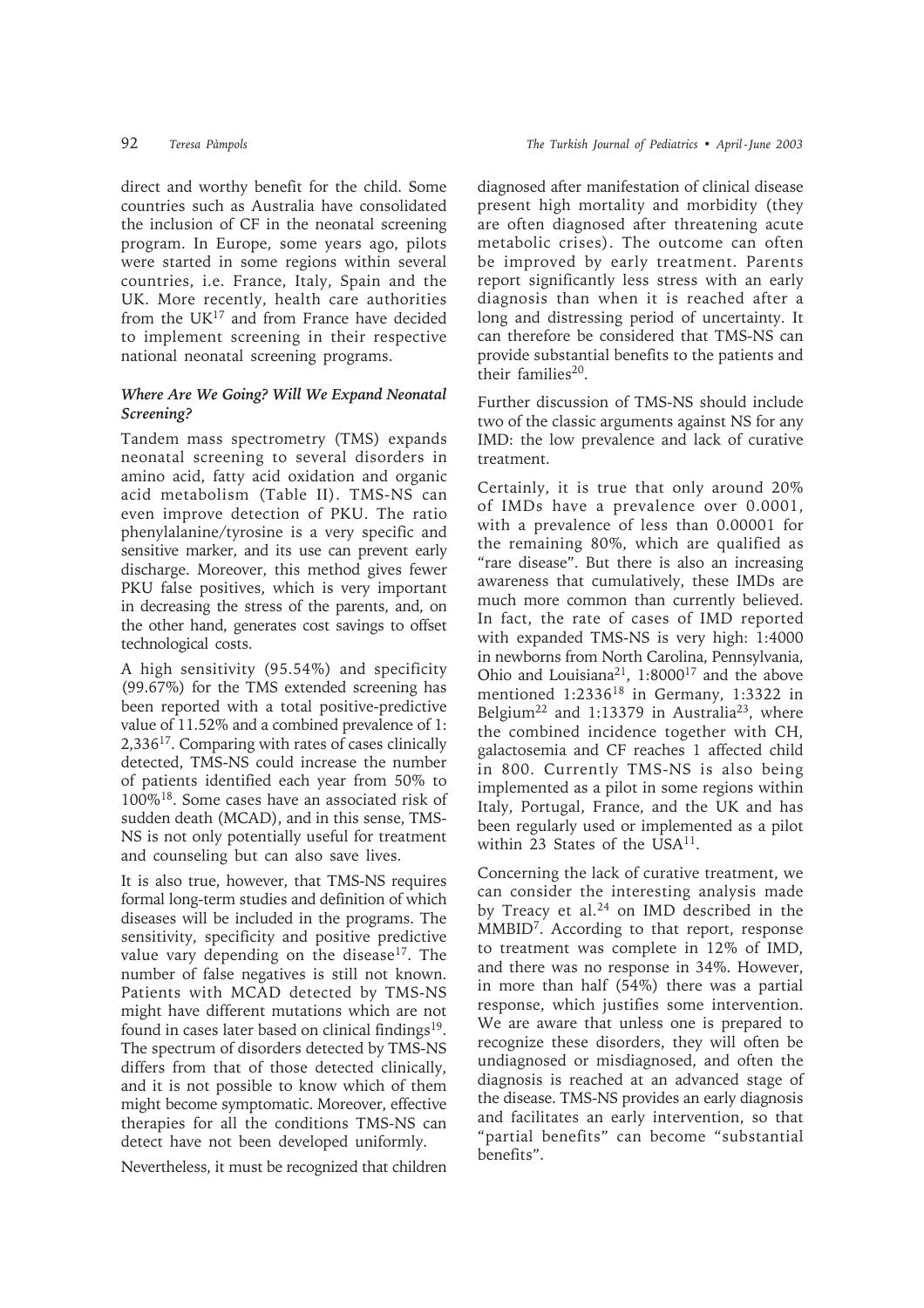direct and worthy benefit for the child. Some countries such as Australia have consolidated the inclusion of CF in the neonatal screening program. In Europe, some years ago, pilots were started in some regions within several countries, i.e. France, Italy, Spain and the UK. More recently, health care authorities from the UK[17] and from France have decided to implement screening in their respective national neonatal screening programs.

### *Where Are We Going? Will We Expand Neonatal Screening?*

Tandem mass spectrometry (TMS) expands neonatal screening to several disorders in amino acid, fatty acid oxidation and organic acid metabolism (Table II). TMS-NS can even improve detection of PKU. The ratio phenylalanine/tyrosine is a very specific and sensitive marker, and its use can prevent early discharge. Moreover, this method gives fewer PKU false positives, which is very important in decreasing the stress of the parents, and, on the other hand, generates cost savings to offset technological costs.

A high sensitivity (95.54%) and specificity (99.67%) for the TMS extended screening has been reported with a total positive-predictive value of 11.52% and a combined prevalence of 1: 2,336[17]. Comparing with rates of cases clinically detected, TMS-NS could increase the number of patients identified each year from 50% to 100%[18]. Some cases have an associated risk of sudden death (MCAD), and in this sense, TMS-NS is not only potentially useful for treatment and counseling but can also save lives.

It is also true, however, that TMS-NS requires formal long-term studies and definition of which diseases will be included in the programs. The sensitivity, specificity and positive predictive value vary depending on the disease[17]. The number of false negatives is still not known. Patients with MCAD detected by TMS-NS might have different mutations which are not found in cases later based on clinical findings[19]. The spectrum of disorders detected by TMS-NS differs from that of those detected clinically, and it is not possible to know which of them might become symptomatic. Moreover, effective therapies for all the conditions TMS-NS can detect have not been developed uniformly.

Nevertheless, it must be recognized that children diagnosed after manifestation of clinical disease present high mortality and morbidity (they are often diagnosed after threatening acute metabolic crises). The outcome can often be improved by early treatment. Parents report significantly less stress with an early diagnosis than when it is reached after a long and distressing period of uncertainty. It can therefore be considered that TMS-NS can provide substantial benefits to the patients and their families[20].

Further discussion of TMS-NS should include two of the classic arguments against NS for any IMD: the low prevalence and lack of curative treatment.

Certainly, it is true that only around 20% of IMDs have a prevalence over 0.0001, with a prevalence of less than 0.00001 for the remaining 80%, which are qualified as "rare disease". But there is also an increasing awareness that cumulatively, these IMDs are much more common than currently believed. In fact, the rate of cases of IMD reported with expanded TMS-NS is very high: 1:4000 in newborns from North Carolina, Pennsylvania, Ohio and Louisiana[21], 1:8000[17] and the above mentioned 1:2336[18] in Germany, 1:3322 in Belgium[22] and 1:13379 in Australia[23], where the combined incidence together with CH, galactosemia and CF reaches 1 affected child in 800. Currently TMS-NS is also being implemented as a pilot in some regions within Italy, Portugal, France, and the UK and has been regularly used or implemented as a pilot within 23 States of the USA[11].

Concerning the lack of curative treatment, we can consider the interesting analysis made by Treacy et al.[24] on IMD described in the MMBID[7]. According to that report, response to treatment was complete in 12% of IMD, and there was no response in 34%. However, in more than half (54%) there was a partial response, which justifies some intervention. We are aware that unless one is prepared to recognize these disorders, they will often be undiagnosed or misdiagnosed, and often the diagnosis is reached at an advanced stage of the disease. TMS-NS provides an early diagnosis and facilitates an early intervention, so that "partial benefits" can become "substantial benefits".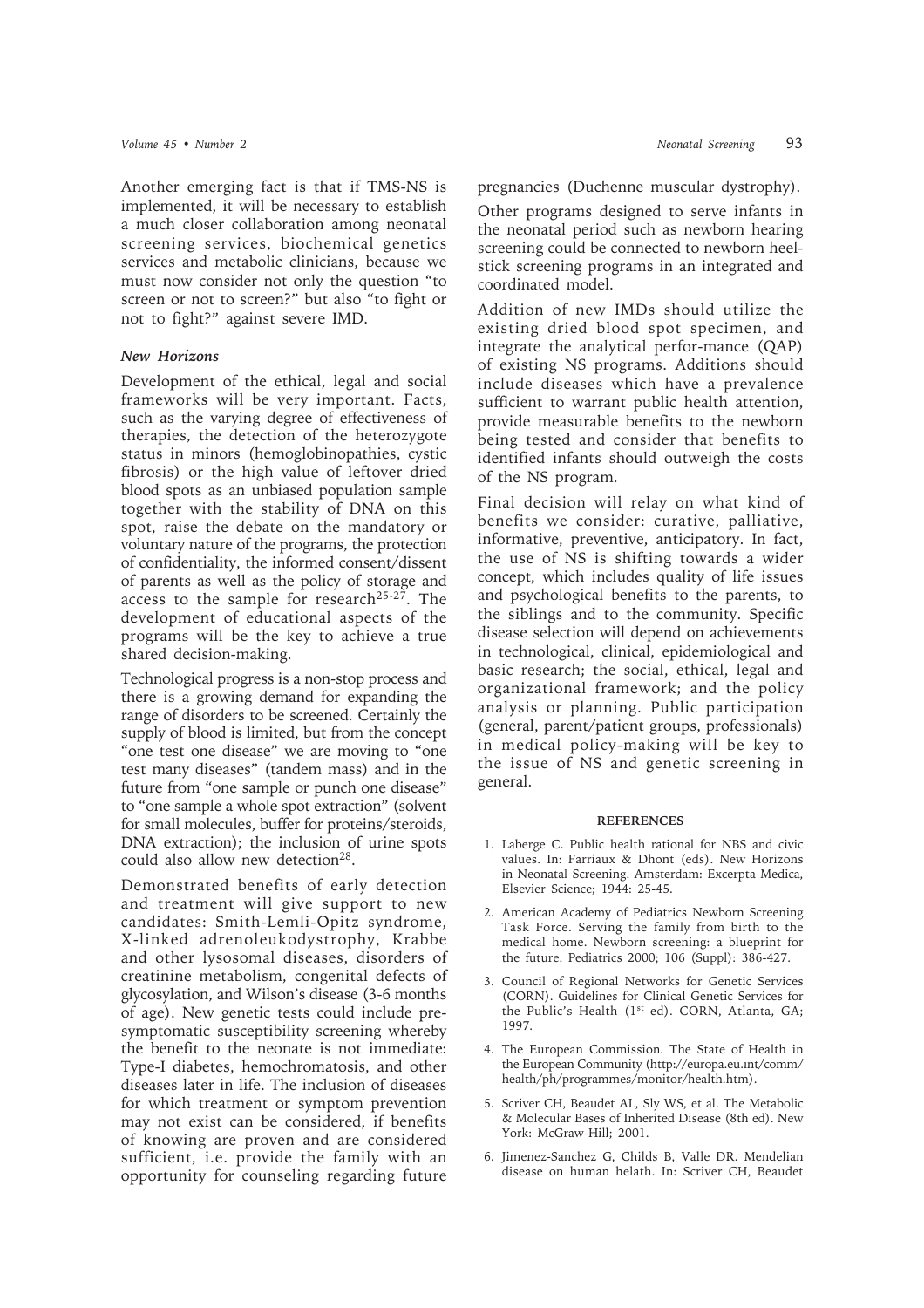Another emerging fact is that if TMS-NS is implemented, it will be necessary to establish a much closer collaboration among neonatal screening services, biochemical genetics services and metabolic clinicians, because we must now consider not only the question "to screen or not to screen?" but also "to fight or not to fight?" against severe IMD.

### *New Horizons*

Development of the ethical, legal and social frameworks will be very important. Facts, such as the varying degree of effectiveness of therapies, the detection of the heterozygote status in minors (hemoglobinopathies, cystic fibrosis) or the high value of leftover dried blood spots as an unbiased population sample together with the stability of DNA on this spot, raise the debate on the mandatory or voluntary nature of the programs, the protection of confidentiality, the informed consent/dissent of parents as well as the policy of storage and access to the sample for research[25-27]. The development of educational aspects of the programs will be the key to achieve a true shared decision-making.

Technological progress is a non-stop process and there is a growing demand for expanding the range of disorders to be screened. Certainly the supply of blood is limited, but from the concept "one test one disease" we are moving to "one test many diseases" (tandem mass) and in the future from "one sample or punch one disease" to "one sample a whole spot extraction" (solvent for small molecules, buffer for proteins/steroids, DNA extraction); the inclusion of urine spots could also allow new detection[28].

Demonstrated benefits of early detection and treatment will give support to new candidates: Smith-Lemli-Opitz syndrome, X-linked adrenoleukodystrophy, Krabbe and other lysosomal diseases, disorders of creatinine metabolism, congenital defects of glycosylation, and Wilson's disease (3-6 months of age). New genetic tests could include pre-symptomatic susceptibility screening whereby the benefit to the neonate is not immediate: Type-I diabetes, hemochromatosis, and other diseases later in life. The inclusion of diseases for which treatment or symptom prevention may not exist can be considered, if benefits of knowing are proven and are considered sufficient, i.e. provide the family with an opportunity for counseling regarding future pregnancies (Duchenne muscular dystrophy).

Other programs designed to serve infants in the neonatal period such as newborn hearing screening could be connected to newborn heel-stick screening programs in an integrated and coordinated model.

Addition of new IMDs should utilize the existing dried blood spot specimen, and integrate the analytical perfor-mance (QAP) of existing NS programs. Additions should include diseases which have a prevalence sufficient to warrant public health attention, provide measurable benefits to the newborn being tested and consider that benefits to identified infants should outweigh the costs of the NS program.

Final decision will relay on what kind of benefits we consider: curative, palliative, informative, preventive, anticipatory. In fact, the use of NS is shifting towards a wider concept, which includes quality of life issues and psychological benefits to the parents, to the siblings and to the community. Specific disease selection will depend on achievements in technological, clinical, epidemiological and basic research; the social, ethical, legal and organizational framework; and the policy analysis or planning. Public participation (general, parent/patient groups, professionals) in medical policy-making will be key to the issue of NS and genetic screening in general.

## REFERENCES

1. Laberge C. Public health rational for NBS and civic values. In: Farriaux & Dhont (eds). New Horizons in Neonatal Screening. Amsterdam: Excerpta Medica, Elsevier Science; 1944: 25-45.
2. American Academy of Pediatrics Newborn Screening Task Force. Serving the family from birth to the medical home. Newborn screening: a blueprint for the future. Pediatrics 2000; 106 (Suppl): 386-427.
3. Council of Regional Networks for Genetic Services (CORN). Guidelines for Clinical Genetic Services for the Public's Health (1st ed). CORN, Atlanta, GA; 1997.
4. The European Commission. The State of Health in the European Community (http://europa.eu.ınt/comm/health/ph/programmes/monitor/health.htm).
5. Scriver CH, Beaudet AL, Sly WS, et al. The Metabolic & Molecular Bases of Inherited Disease (8th ed). New York: McGraw-Hill; 2001.
6. Jimenez-Sanchez G, Childs B, Valle DR. Mendelian disease on human helath. In: Scriver CH, Beaudet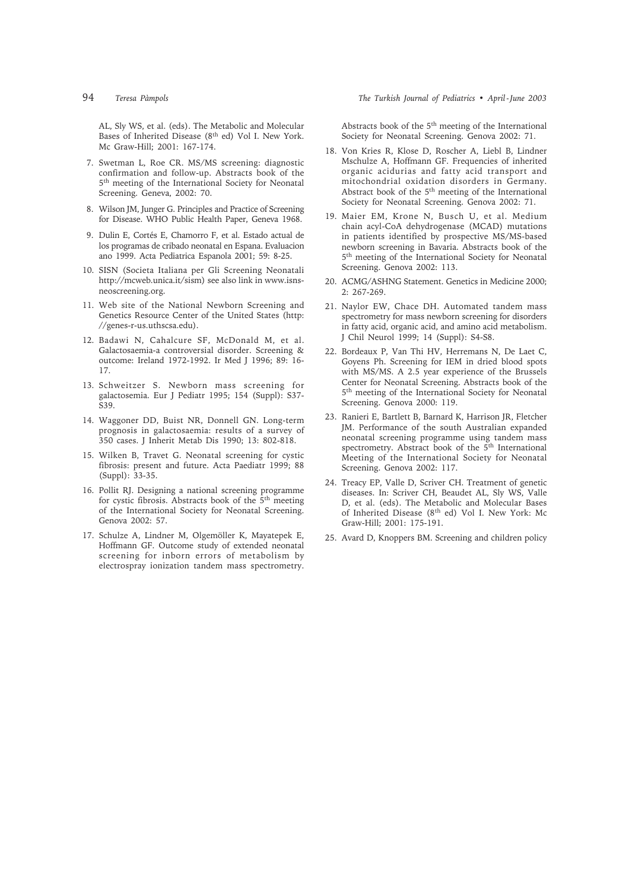AL, Sly WS, et al. (eds). The Metabolic and Molecular Bases of Inherited Disease (8th ed) Vol I. New York. Mc Graw-Hill; 2001: 167-174.

7. Swetman L, Roe CR. MS/MS screening: diagnostic confirmation and follow-up. Abstracts book of the 5th meeting of the International Society for Neonatal Screening. Geneva, 2002: 70.
8. Wilson JM, Junger G. Principles and Practice of Screening for Disease. WHO Public Health Paper, Geneva 1968.
9. Dulin E, Cortés E, Chamorro F, et al. Estado actual de los programas de cribado neonatal en Espana. Evaluacion ano 1999. Acta Pediatrica Espanola 2001; 59: 8-25.
10. SISN (Societa Italiana per Gli Screening Neonatali http://mcweb.unica.it/sism) see also link in www.isns-neoscreening.org.
11. Web site of the National Newborn Screening and Genetics Resource Center of the United States (http://genes-r-us.uthscsa.edu).
12. Badawi N, Cahalcure SF, McDonald M, et al. Galactosaemia-a controversial disorder. Screening & outcome: Ireland 1972-1992. Ir Med J 1996; 89: 16-17.
13. Schweitzer S. Newborn mass screening for galactosemia. Eur J Pediatr 1995; 154 (Suppl): S37-S39.
14. Waggoner DD, Buist NR, Donnell GN. Long-term prognosis in galactosaemia: results of a survey of 350 cases. J Inherit Metab Dis 1990; 13: 802-818.
15. Wilken B, Travet G. Neonatal screening for cystic fibrosis: present and future. Acta Paediatr 1999; 88 (Suppl): 33-35.
16. Pollit RJ. Designing a national screening programme for cystic fibrosis. Abstracts book of the 5th meeting of the International Society for Neonatal Screening. Genova 2002: 57.
17. Schulze A, Lindner M, Olgemöller K, Mayatepek E, Hoffmann GF. Outcome study of extended neonatal screening for inborn errors of metabolism by electrospray ionization tandem mass spectrometry. Abstracts book of the 5th meeting of the International Society for Neonatal Screening. Genova 2002: 71.
18. Von Kries R, Klose D, Roscher A, Liebl B, Lindner Mschulze A, Hoffmann GF. Frequencies of inherited organic acidurias and fatty acid transport and mitochondrial oxidation disorders in Germany. Abstract book of the 5th meeting of the International Society for Neonatal Screening. Genova 2002: 71.
19. Maier EM, Krone N, Busch U, et al. Medium chain acyl-CoA dehydrogenase (MCAD) mutations in patients identified by prospective MS/MS-based newborn screening in Bavaria. Abstracts book of the 5th meeting of the International Society for Neonatal Screening. Genova 2002: 113.
20. ACMG/ASHNG Statement. Genetics in Medicine 2000; 2: 267-269.
21. Naylor EW, Chace DH. Automated tandem mass spectrometry for mass newborn screening for disorders in fatty acid, organic acid, and amino acid metabolism. J Chil Neurol 1999; 14 (Suppl): S4-S8.
22. Bordeaux P, Van Thi HV, Herremans N, De Laet C, Goyens Ph. Screening for IEM in dried blood spots with MS/MS. A 2.5 year experience of the Brussels Center for Neonatal Screening. Abstracts book of the 5th meeting of the International Society for Neonatal Screening. Genova 2000: 119.
23. Ranieri E, Bartlett B, Barnard K, Harrison JR, Fletcher JM. Performance of the south Australian expanded neonatal screening programme using tandem mass spectrometry. Abstract book of the 5th International Meeting of the International Society for Neonatal Screening. Genova 2002: 117.
24. Treacy EP, Valle D, Scriver CH. Treatment of genetic diseases. In: Scriver CH, Beaudet AL, Sly WS, Valle D, et al. (eds). The Metabolic and Molecular Bases of Inherited Disease (8th ed) Vol I. New York: Mc Graw-Hill; 2001: 175-191.
25. Avard D, Knoppers BM. Screening and children policy